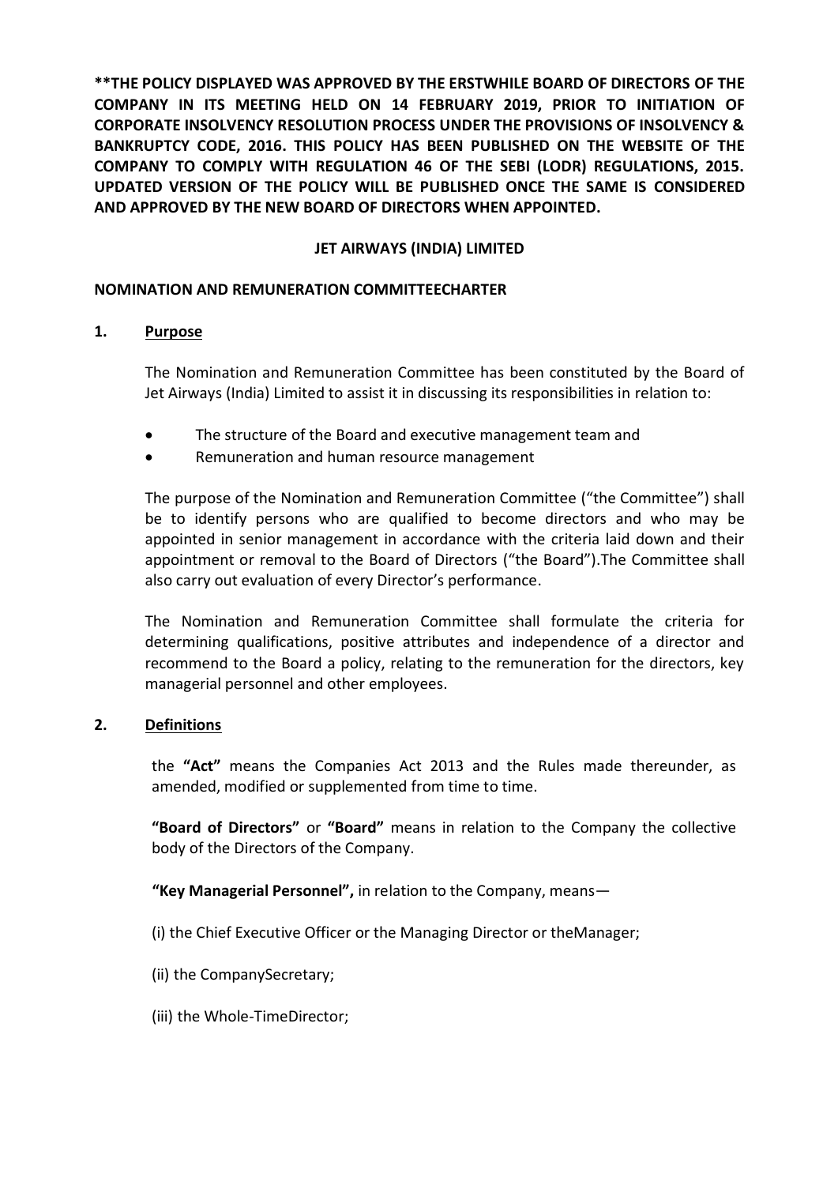**\*\*THE POLICY DISPLAYED WAS APPROVED BY THE ERSTWHILE BOARD OF DIRECTORS OF THE COMPANY IN ITS MEETING HELD ON 14 FEBRUARY 2019, PRIOR TO INITIATION OF CORPORATE INSOLVENCY RESOLUTION PROCESS UNDER THE PROVISIONS OF INSOLVENCY & BANKRUPTCY CODE, 2016. THIS POLICY HAS BEEN PUBLISHED ON THE WEBSITE OF THE COMPANY TO COMPLY WITH REGULATION 46 OF THE SEBI (LODR) REGULATIONS, 2015. UPDATED VERSION OF THE POLICY WILL BE PUBLISHED ONCE THE SAME IS CONSIDERED AND APPROVED BY THE NEW BOARD OF DIRECTORS WHEN APPOINTED.**

**JET AIRWAYS (INDIA) LIMITED**

**NOMINATION AND REMUNERATION COMMITTEECHARTER**

## 1. Purpose

The Nomination and Remuneration Committee has been constituted by the Board of Jet Airways (India) Limited to assist it in discussing its responsibilities in relation to:

- The structure of the Board and executive management team and
- Remuneration and human resource management

The purpose of the Nomination and Remuneration Committee ("the Committee") shall be to identify persons who are qualified to become directors and who may be appointed in senior management in accordance with the criteria laid down and their appointment or removal to the Board of Directors ("the Board").The Committee shall also carry out evaluation of every Director's performance.

The Nomination and Remuneration Committee shall formulate the criteria for determining qualifications, positive attributes and independence of a director and recommend to the Board a policy, relating to the remuneration for the directors, key managerial personnel and other employees.

## 2. Definitions

the **"Act"** means the Companies Act 2013 and the Rules made thereunder, as amended, modified or supplemented from time to time.

**"Board of Directors"** or **"Board"** means in relation to the Company the collective body of the Directors of the Company.

**"Key Managerial Personnel",** in relation to the Company, means—

(i) the Chief Executive Officer or the Managing Director or theManager;

(ii) the CompanySecretary;

(iii) the Whole-TimeDirector;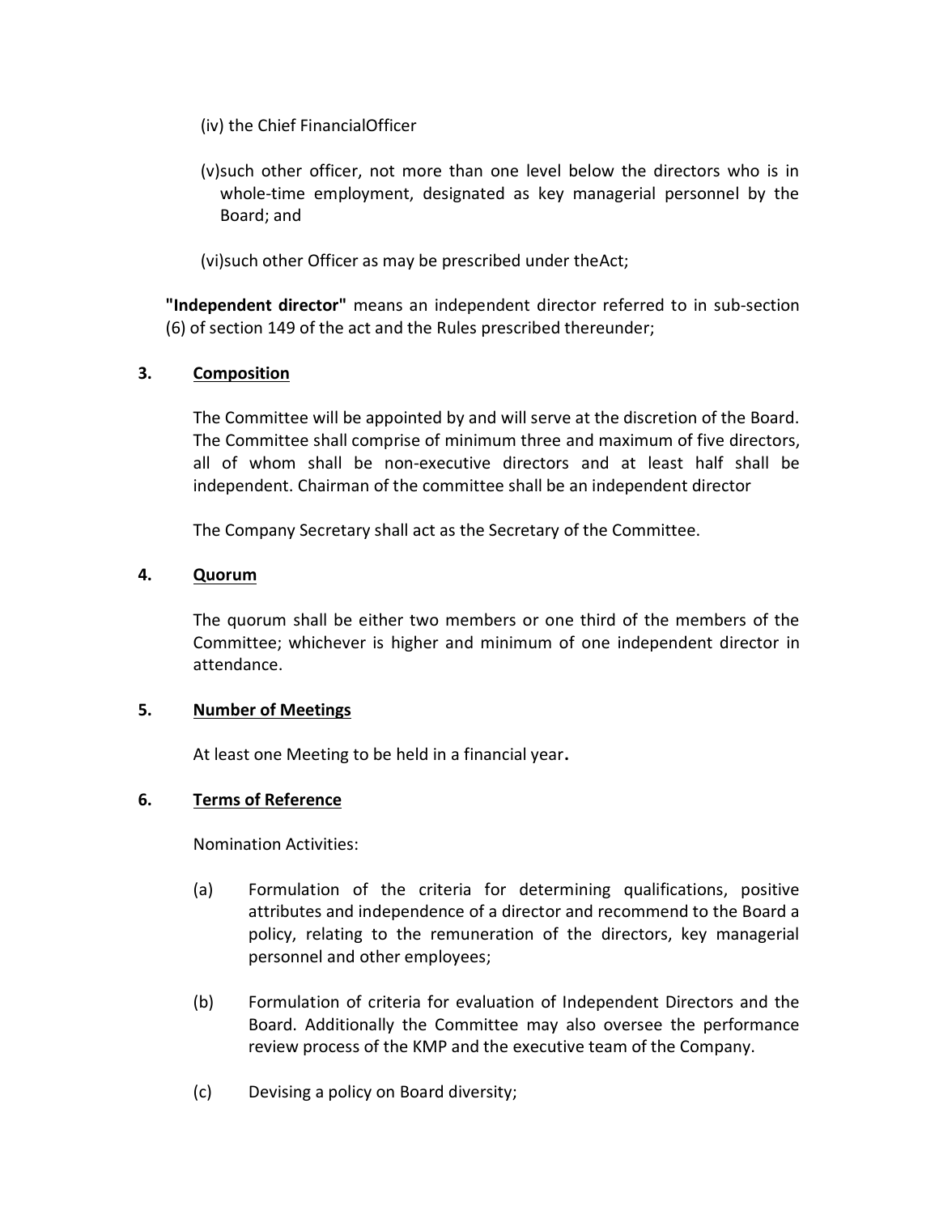(iv) the Chief FinancialOfficer

(v)such other officer, not more than one level below the directors who is in whole-time employment, designated as key managerial personnel by the Board; and

(vi)such other Officer as may be prescribed under theAct;

**"Independent director"** means an independent director referred to in sub-section (6) of section 149 of the act and the Rules prescribed thereunder;

## 3. Composition

The Committee will be appointed by and will serve at the discretion of the Board. The Committee shall comprise of minimum three and maximum of five directors, all of whom shall be non-executive directors and at least half shall be independent. Chairman of the committee shall be an independent director

The Company Secretary shall act as the Secretary of the Committee.

## 4. Quorum

The quorum shall be either two members or one third of the members of the Committee; whichever is higher and minimum of one independent director in attendance.

## 5. Number of Meetings

At least one Meeting to be held in a financial year**.**

## 6. Terms of Reference

Nomination Activities:

(a) Formulation of the criteria for determining qualifications, positive attributes and independence of a director and recommend to the Board a policy, relating to the remuneration of the directors, key managerial personnel and other employees;

(b) Formulation of criteria for evaluation of Independent Directors and the Board. Additionally the Committee may also oversee the performance review process of the KMP and the executive team of the Company.

(c) Devising a policy on Board diversity;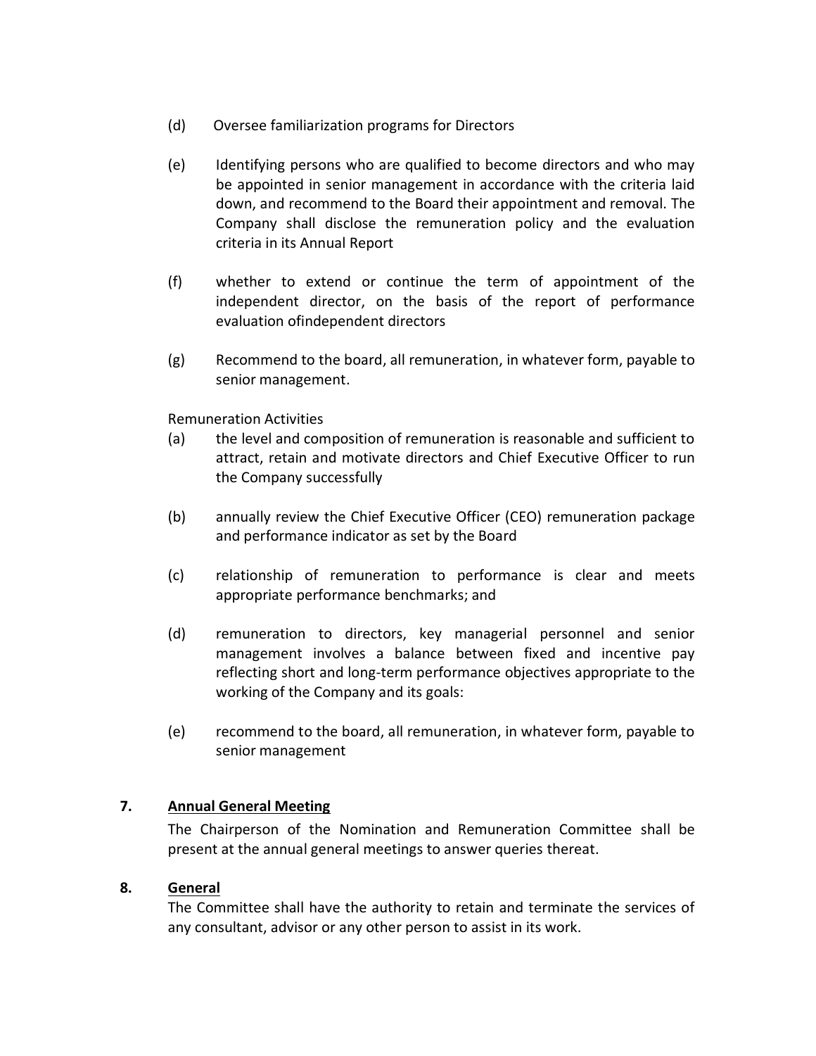(d) Oversee familiarization programs for Directors

(e) Identifying persons who are qualified to become directors and who may be appointed in senior management in accordance with the criteria laid down, and recommend to the Board their appointment and removal. The Company shall disclose the remuneration policy and the evaluation criteria in its Annual Report

(f) whether to extend or continue the term of appointment of the independent director, on the basis of the report of performance evaluation ofindependent directors

(g) Recommend to the board, all remuneration, in whatever form, payable to senior management.

Remuneration Activities

(a) the level and composition of remuneration is reasonable and sufficient to attract, retain and motivate directors and Chief Executive Officer to run the Company successfully

(b) annually review the Chief Executive Officer (CEO) remuneration package and performance indicator as set by the Board

(c) relationship of remuneration to performance is clear and meets appropriate performance benchmarks; and

(d) remuneration to directors, key managerial personnel and senior management involves a balance between fixed and incentive pay reflecting short and long-term performance objectives appropriate to the working of the Company and its goals:

(e) recommend to the board, all remuneration, in whatever form, payable to senior management

## 7. <u>Annual General Meeting</u>

The Chairperson of the Nomination and Remuneration Committee shall be present at the annual general meetings to answer queries thereat.

## 8. <u>General</u>

The Committee shall have the authority to retain and terminate the services of any consultant, advisor or any other person to assist in its work.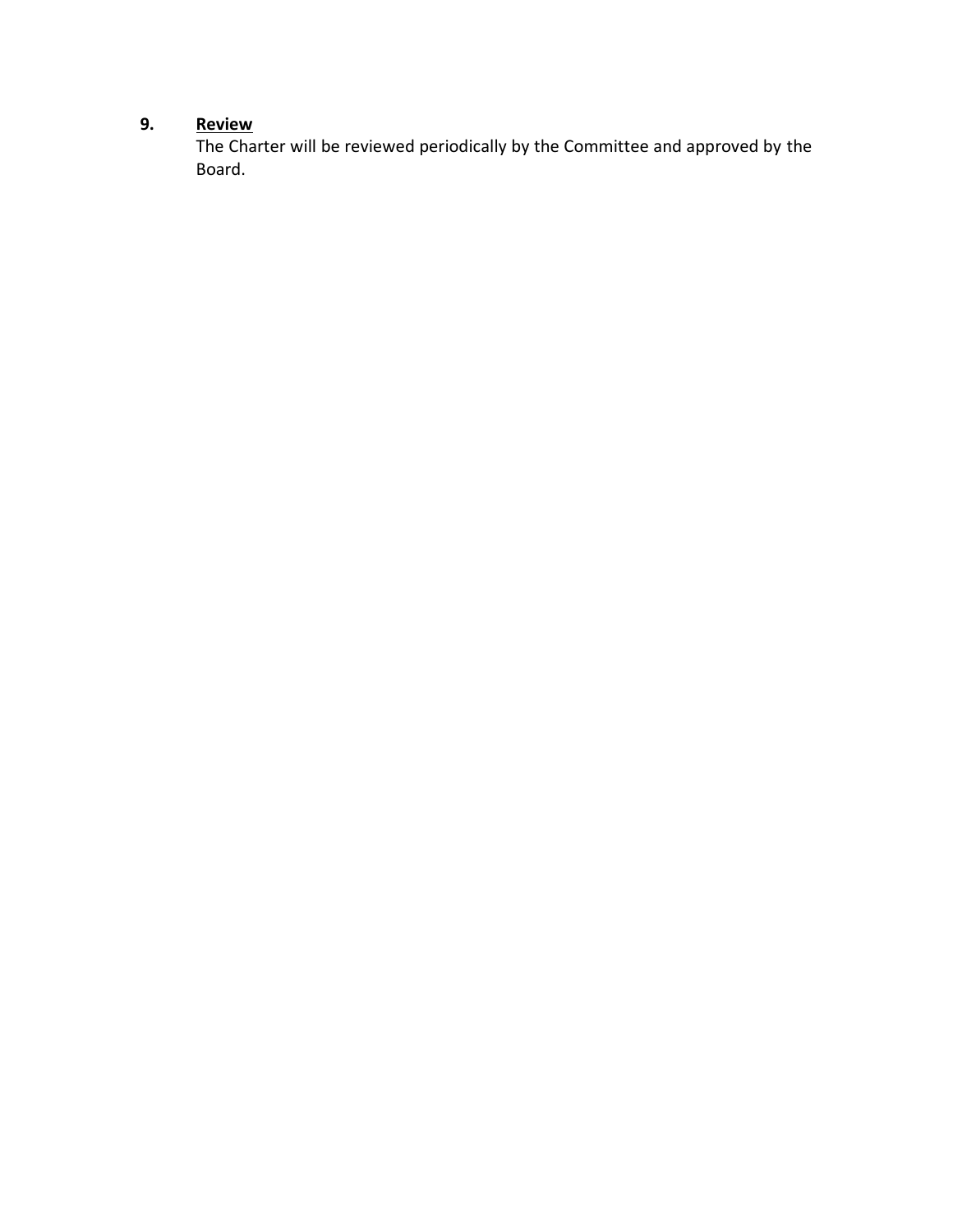## 9. <u>Review</u>

The Charter will be reviewed periodically by the Committee and approved by the Board.